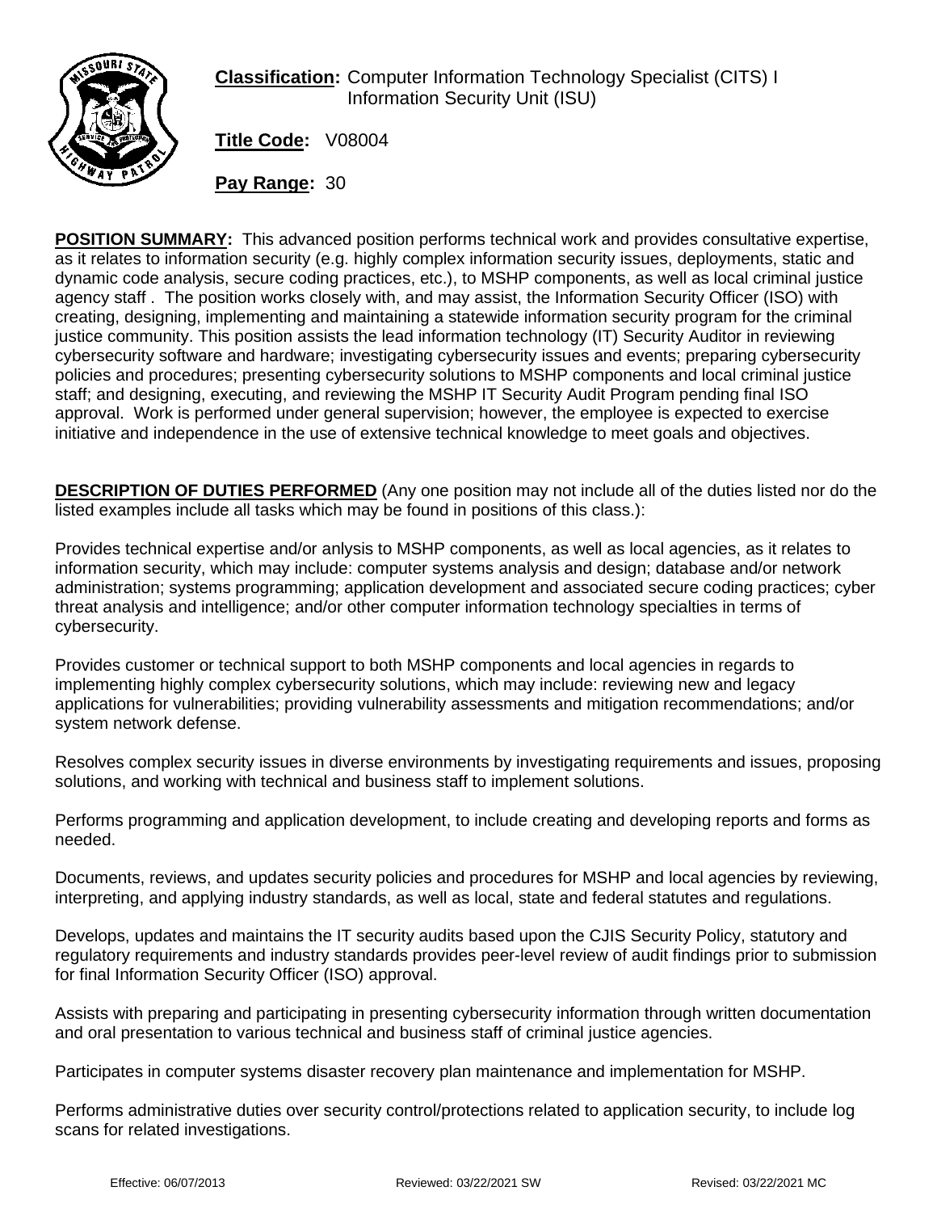**Classification:** Computer Information Technology Specialist (CITS) I
Information Security Unit (ISU)

**Title Code:** V08004

**Pay Range:** 30

**POSITION SUMMARY:** This advanced position performs technical work and provides consultative expertise, as it relates to information security (e.g. highly complex information security issues, deployments, static and dynamic code analysis, secure coding practices, etc.), to MSHP components, as well as local criminal justice agency staff . The position works closely with, and may assist, the Information Security Officer (ISO) with creating, designing, implementing and maintaining a statewide information security program for the criminal justice community. This position assists the lead information technology (IT) Security Auditor in reviewing cybersecurity software and hardware; investigating cybersecurity issues and events; preparing cybersecurity policies and procedures; presenting cybersecurity solutions to MSHP components and local criminal justice staff; and designing, executing, and reviewing the MSHP IT Security Audit Program pending final ISO approval. Work is performed under general supervision; however, the employee is expected to exercise initiative and independence in the use of extensive technical knowledge to meet goals and objectives.

**DESCRIPTION OF DUTIES PERFORMED** (Any one position may not include all of the duties listed nor do the listed examples include all tasks which may be found in positions of this class.):

Provides technical expertise and/or anlysis to MSHP components, as well as local agencies, as it relates to information security, which may include: computer systems analysis and design; database and/or network administration; systems programming; application development and associated secure coding practices; cyber threat analysis and intelligence; and/or other computer information technology specialties in terms of cybersecurity.

Provides customer or technical support to both MSHP components and local agencies in regards to implementing highly complex cybersecurity solutions, which may include: reviewing new and legacy applications for vulnerabilities; providing vulnerability assessments and mitigation recommendations; and/or system network defense.

Resolves complex security issues in diverse environments by investigating requirements and issues, proposing solutions, and working with technical and business staff to implement solutions.

Performs programming and application development, to include creating and developing reports and forms as needed.

Documents, reviews, and updates security policies and procedures for MSHP and local agencies by reviewing, interpreting, and applying industry standards, as well as local, state and federal statutes and regulations.

Develops, updates and maintains the IT security audits based upon the CJIS Security Policy, statutory and regulatory requirements and industry standards provides peer-level review of audit findings prior to submission for final Information Security Officer (ISO) approval.

Assists with preparing and participating in presenting cybersecurity information through written documentation and oral presentation to various technical and business staff of criminal justice agencies.

Participates in computer systems disaster recovery plan maintenance and implementation for MSHP.

Performs administrative duties over security control/protections related to application security, to include log scans for related investigations.

Effective: 06/07/2013 Reviewed: 03/22/2021 SW Revised: 03/22/2021 MC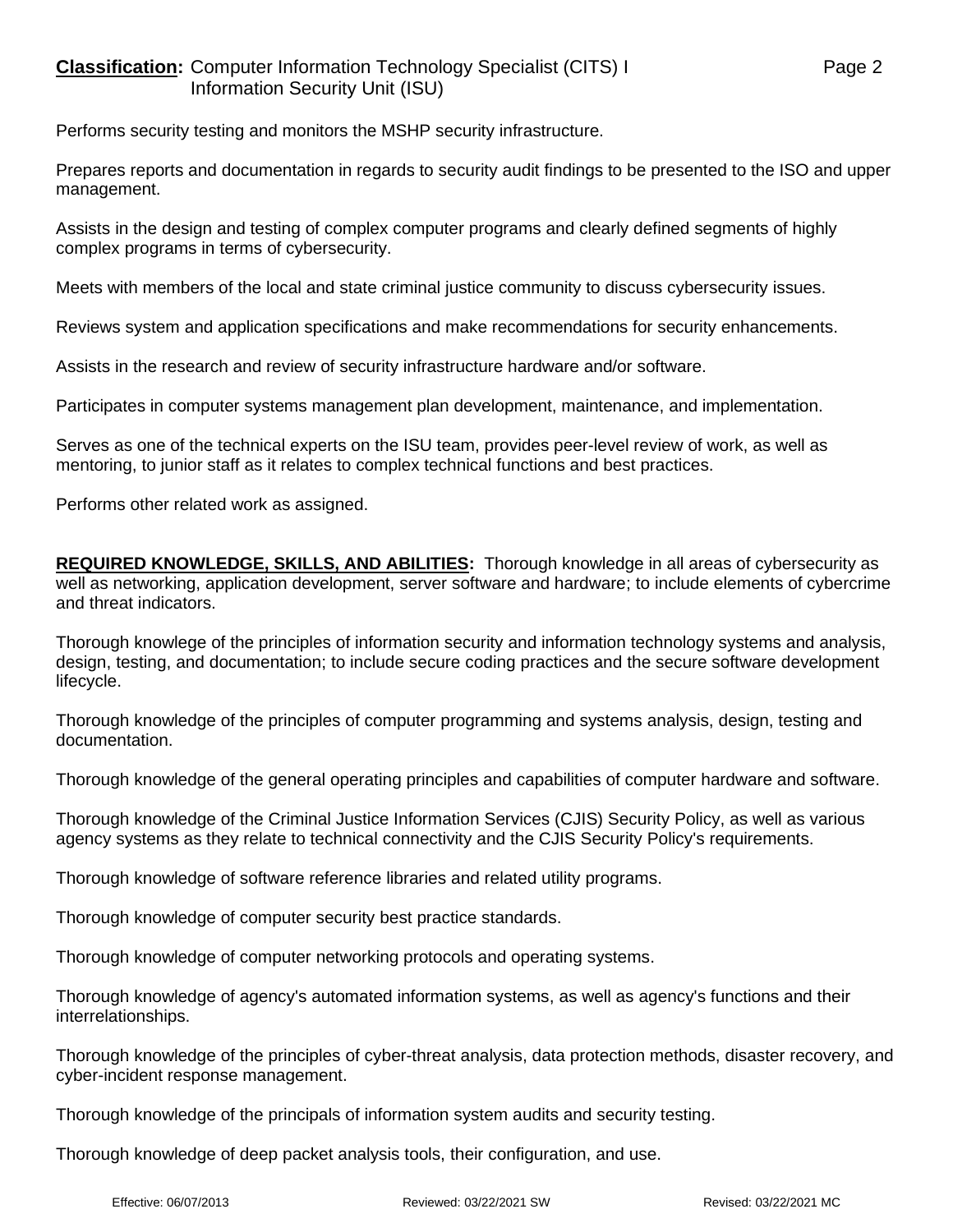Performs security testing and monitors the MSHP security infrastructure.

Prepares reports and documentation in regards to security audit findings to be presented to the ISO and upper management.

Assists in the design and testing of complex computer programs and clearly defined segments of highly complex programs in terms of cybersecurity.

Meets with members of the local and state criminal justice community to discuss cybersecurity issues.

Reviews system and application specifications and make recommendations for security enhancements.

Assists in the research and review of security infrastructure hardware and/or software.

Participates in computer systems management plan development, maintenance, and implementation.

Serves as one of the technical experts on the ISU team, provides peer-level review of work, as well as mentoring, to junior staff as it relates to complex technical functions and best practices.

Performs other related work as assigned.

**REQUIRED KNOWLEDGE, SKILLS, AND ABILITIES:** Thorough knowledge in all areas of cybersecurity as well as networking, application development, server software and hardware; to include elements of cybercrime and threat indicators.

Thorough knowlege of the principles of information security and information technology systems and analysis, design, testing, and documentation; to include secure coding practices and the secure software development lifecycle.

Thorough knowledge of the principles of computer programming and systems analysis, design, testing and documentation.

Thorough knowledge of the general operating principles and capabilities of computer hardware and software.

Thorough knowledge of the Criminal Justice Information Services (CJIS) Security Policy, as well as various agency systems as they relate to technical connectivity and the CJIS Security Policy's requirements.

Thorough knowledge of software reference libraries and related utility programs.

Thorough knowledge of computer security best practice standards.

Thorough knowledge of computer networking protocols and operating systems.

Thorough knowledge of agency's automated information systems, as well as agency's functions and their interrelationships.

Thorough knowledge of the principles of cyber-threat analysis, data protection methods, disaster recovery, and cyber-incident response management.

Thorough knowledge of the principals of information system audits and security testing.

Thorough knowledge of deep packet analysis tools, their configuration, and use.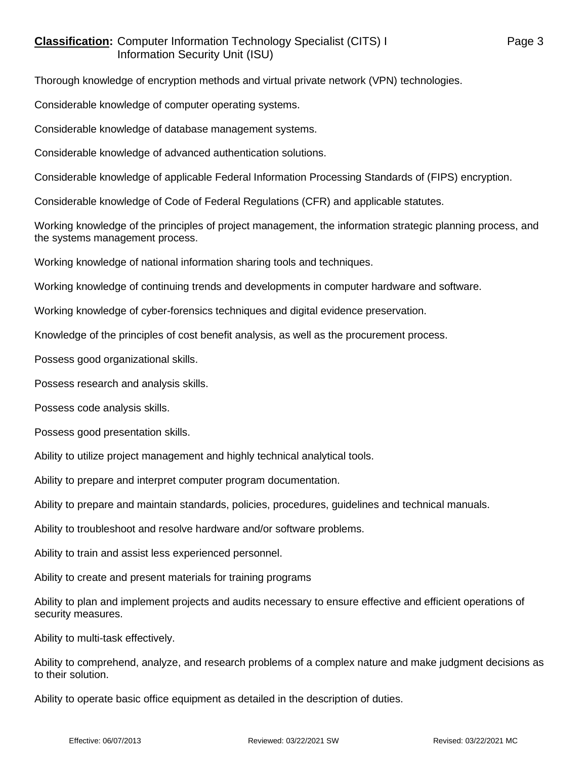Thorough knowledge of encryption methods and virtual private network (VPN) technologies.

Considerable knowledge of computer operating systems.

Considerable knowledge of database management systems.

Considerable knowledge of advanced authentication solutions.

Considerable knowledge of applicable Federal Information Processing Standards of (FIPS) encryption.

Considerable knowledge of Code of Federal Regulations (CFR) and applicable statutes.

Working knowledge of the principles of project management, the information strategic planning process, and the systems management process.

Working knowledge of national information sharing tools and techniques.

Working knowledge of continuing trends and developments in computer hardware and software.

Working knowledge of cyber-forensics techniques and digital evidence preservation.

Knowledge of the principles of cost benefit analysis, as well as the procurement process.

Possess good organizational skills.

Possess research and analysis skills.

Possess code analysis skills.

Possess good presentation skills.

Ability to utilize project management and highly technical analytical tools.

Ability to prepare and interpret computer program documentation.

Ability to prepare and maintain standards, policies, procedures, guidelines and technical manuals.

Ability to troubleshoot and resolve hardware and/or software problems.

Ability to train and assist less experienced personnel.

Ability to create and present materials for training programs

Ability to plan and implement projects and audits necessary to ensure effective and efficient operations of security measures.

Ability to multi-task effectively.

Ability to comprehend, analyze, and research problems of a complex nature and make judgment decisions as to their solution.

Ability to operate basic office equipment as detailed in the description of duties.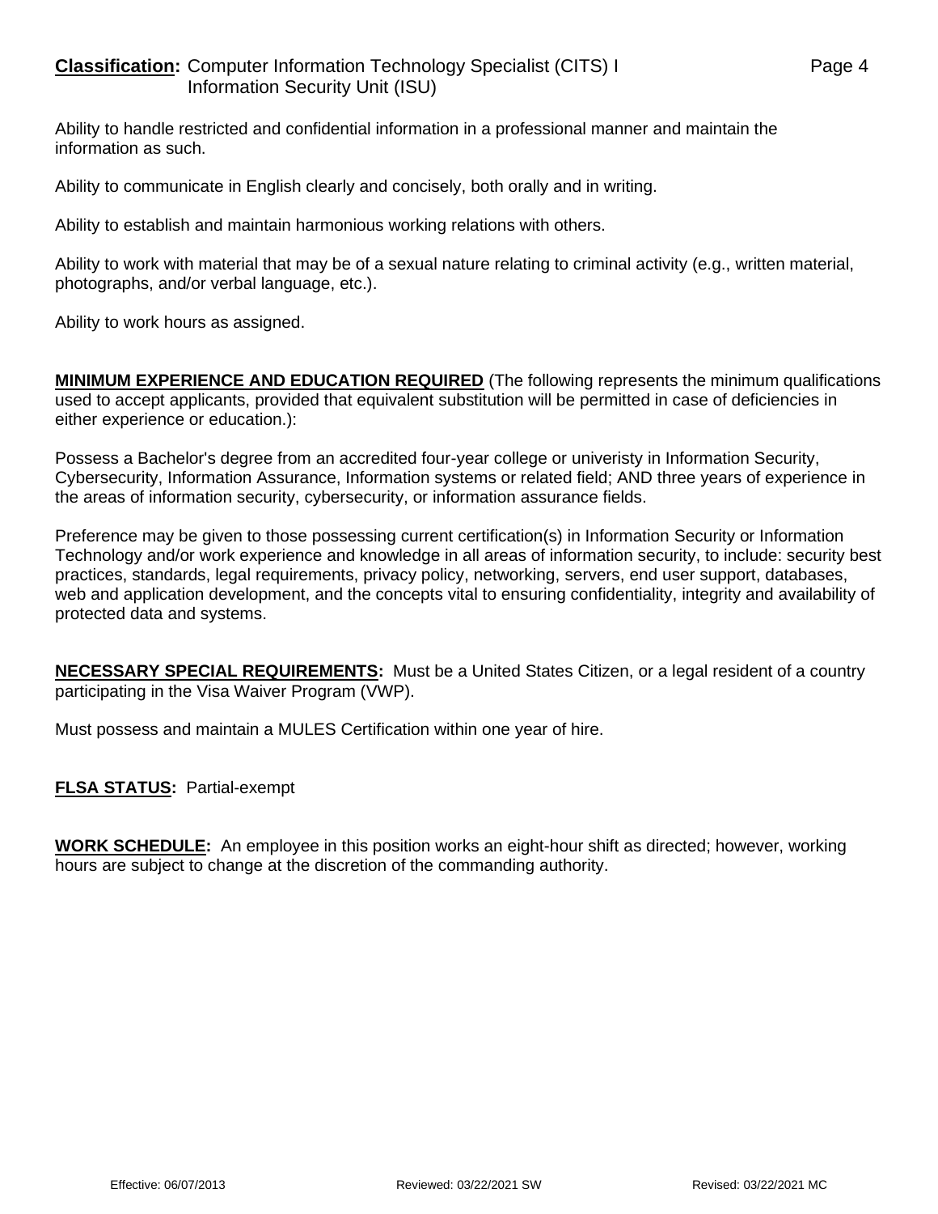Ability to handle restricted and confidential information in a professional manner and maintain the information as such.

Ability to communicate in English clearly and concisely, both orally and in writing.

Ability to establish and maintain harmonious working relations with others.

Ability to work with material that may be of a sexual nature relating to criminal activity (e.g., written material, photographs, and/or verbal language, etc.).

Ability to work hours as assigned.

**MINIMUM EXPERIENCE AND EDUCATION REQUIRED** (The following represents the minimum qualifications used to accept applicants, provided that equivalent substitution will be permitted in case of deficiencies in either experience or education.):

Possess a Bachelor's degree from an accredited four-year college or univeristy in Information Security, Cybersecurity, Information Assurance, Information systems or related field; AND three years of experience in the areas of information security, cybersecurity, or information assurance fields.

Preference may be given to those possessing current certification(s) in Information Security or Information Technology and/or work experience and knowledge in all areas of information security, to include: security best practices, standards, legal requirements, privacy policy, networking, servers, end user support, databases, web and application development, and the concepts vital to ensuring confidentiality, integrity and availability of protected data and systems.

**NECESSARY SPECIAL REQUIREMENTS:** Must be a United States Citizen, or a legal resident of a country participating in the Visa Waiver Program (VWP).

Must possess and maintain a MULES Certification within one year of hire.

**FLSA STATUS:** Partial-exempt

**WORK SCHEDULE:** An employee in this position works an eight-hour shift as directed; however, working hours are subject to change at the discretion of the commanding authority.